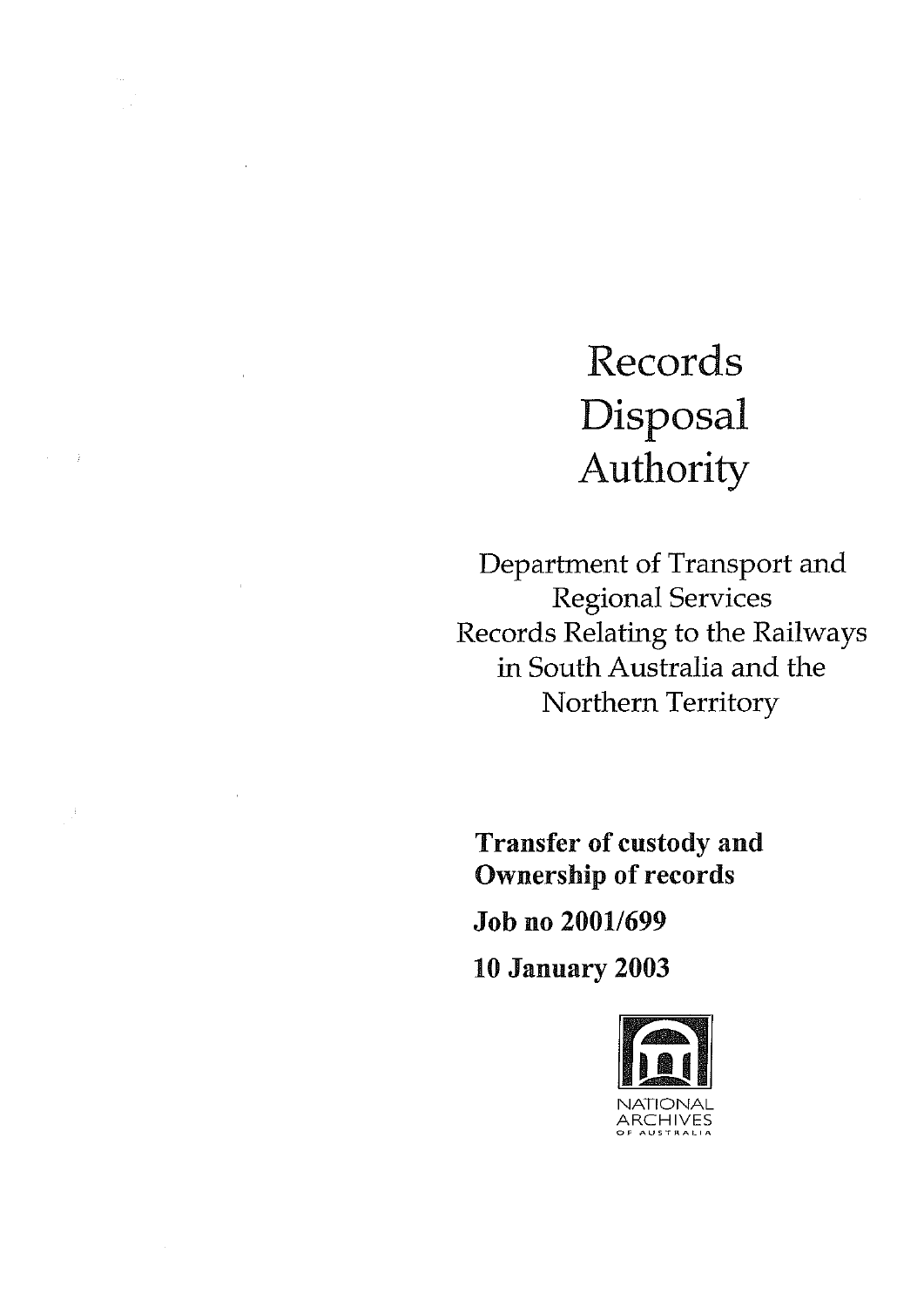# Records Disposal Authority

Department of Transport and Regional Services
Records Relating to the Railways in South Australia and the Northern Territory

**Transfer of custody and Ownership of records**

**Job no 2001/699**

**10 January 2003**

NATIONAL ARCHIVES OF AUSTRALIA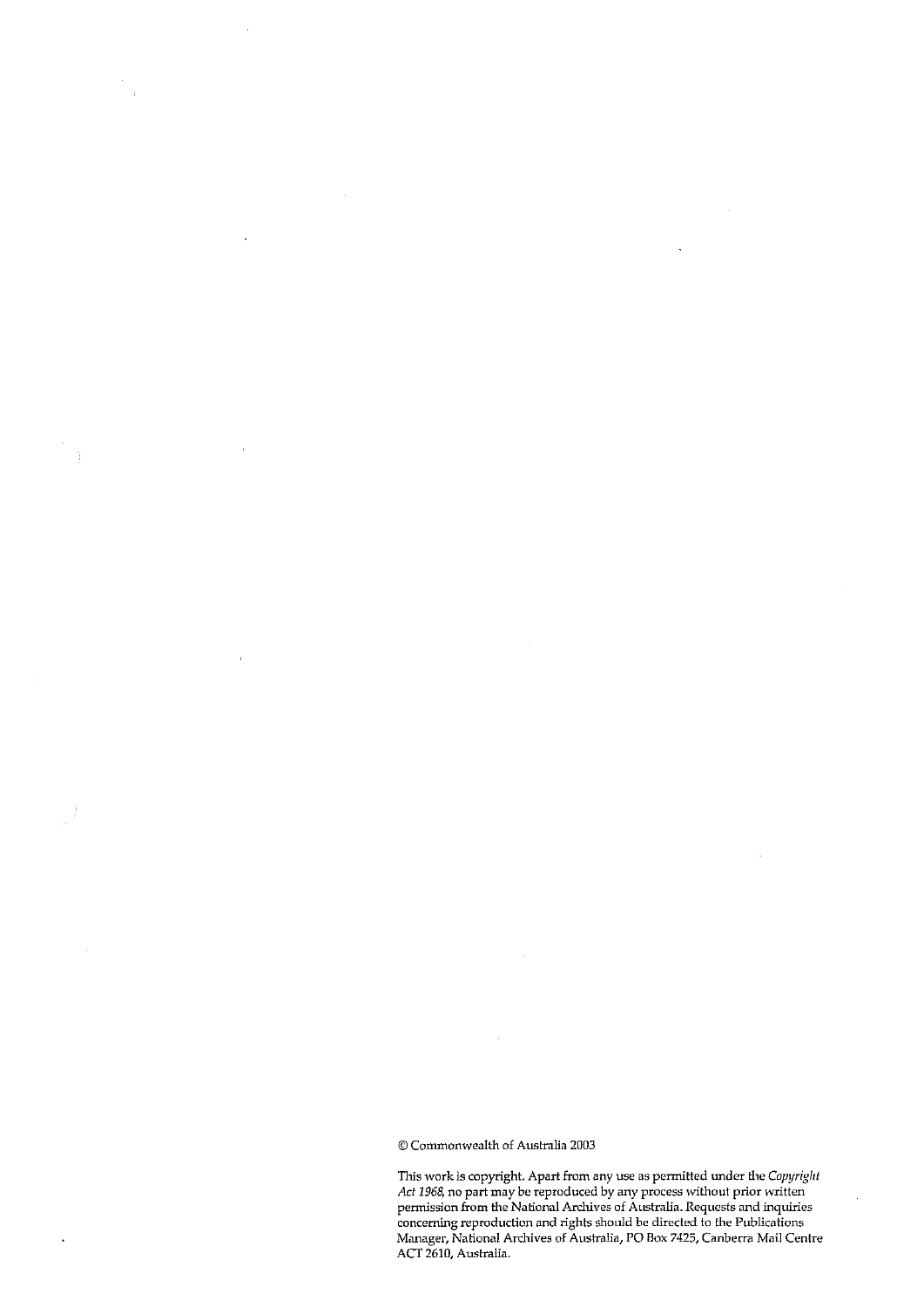© Commonwealth of Australia 2003

This work is copyright. Apart from any use as permitted under the *Copyright Act 1968*, no part may be reproduced by any process without prior written permission from the National Archives of Australia. Requests and inquiries concerning reproduction and rights should be directed to the Publications Manager, National Archives of Australia, PO Box 7425, Canberra Mail Centre ACT 2610, Australia.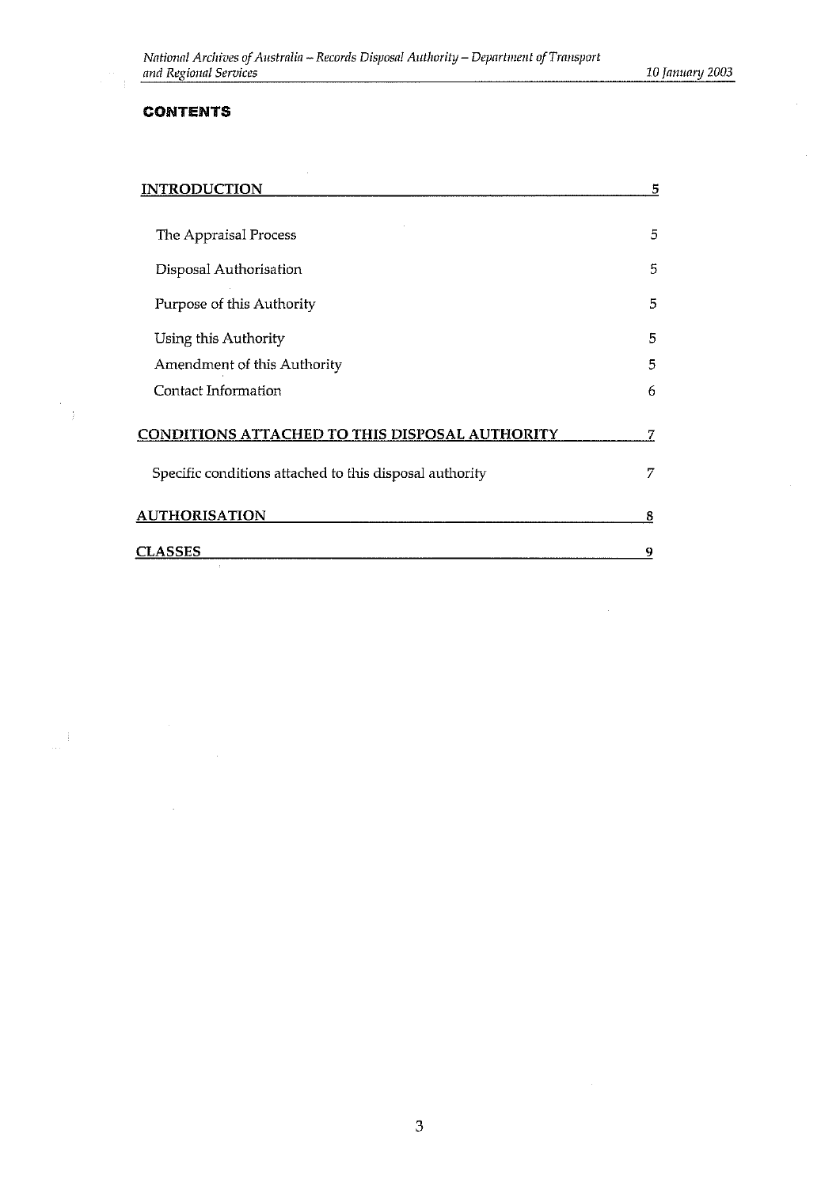## CONTENTS

| | |
|---|---|
| **INTRODUCTION** | **5** |
| The Appraisal Process | 5 |
| Disposal Authorisation | 5 |
| Purpose of this Authority | 5 |
| Using this Authority | 5 |
| Amendment of this Authority | 5 |
| Contact Information | 6 |
| **CONDITIONS ATTACHED TO THIS DISPOSAL AUTHORITY** | **7** |
| Specific conditions attached to this disposal authority | 7 |
| **AUTHORISATION** | **8** |
| **CLASSES** | **9** |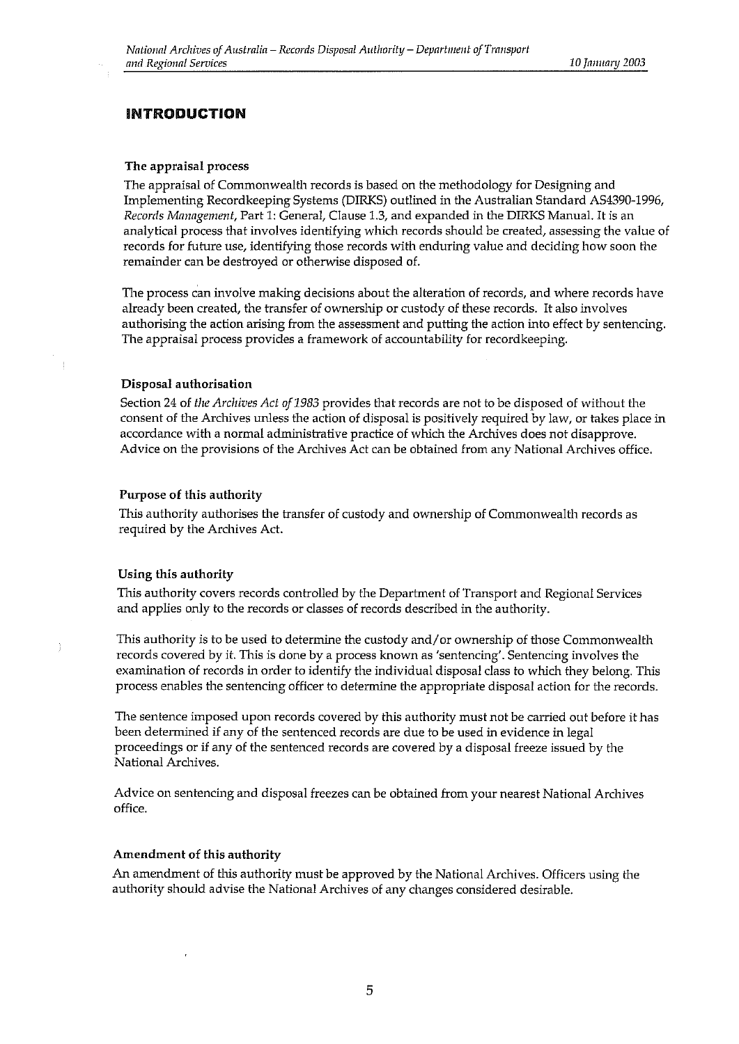# INTRODUCTION

### The appraisal process

The appraisal of Commonwealth records is based on the methodology for Designing and Implementing Recordkeeping Systems (DIRKS) outlined in the Australian Standard AS4390-1996, *Records Management*, Part 1: General, Clause 1.3, and expanded in the DIRKS Manual. It is an analytical process that involves identifying which records should be created, assessing the value of records for future use, identifying those records with enduring value and deciding how soon the remainder can be destroyed or otherwise disposed of.

The process can involve making decisions about the alteration of records, and where records have already been created, the transfer of ownership or custody of these records. It also involves authorising the action arising from the assessment and putting the action into effect by sentencing. The appraisal process provides a framework of accountability for recordkeeping.

### Disposal authorisation

Section 24 of *the Archives Act of 1983* provides that records are not to be disposed of without the consent of the Archives unless the action of disposal is positively required by law, or takes place in accordance with a normal administrative practice of which the Archives does not disapprove. Advice on the provisions of the Archives Act can be obtained from any National Archives office.

### Purpose of this authority

This authority authorises the transfer of custody and ownership of Commonwealth records as required by the Archives Act.

### Using this authority

This authority covers records controlled by the Department of Transport and Regional Services and applies only to the records or classes of records described in the authority.

This authority is to be used to determine the custody and/or ownership of those Commonwealth records covered by it. This is done by a process known as 'sentencing'. Sentencing involves the examination of records in order to identify the individual disposal class to which they belong. This process enables the sentencing officer to determine the appropriate disposal action for the records.

The sentence imposed upon records covered by this authority must not be carried out before it has been determined if any of the sentenced records are due to be used in evidence in legal proceedings or if any of the sentenced records are covered by a disposal freeze issued by the National Archives.

Advice on sentencing and disposal freezes can be obtained from your nearest National Archives office.

### Amendment of this authority

An amendment of this authority must be approved by the National Archives. Officers using the authority should advise the National Archives of any changes considered desirable.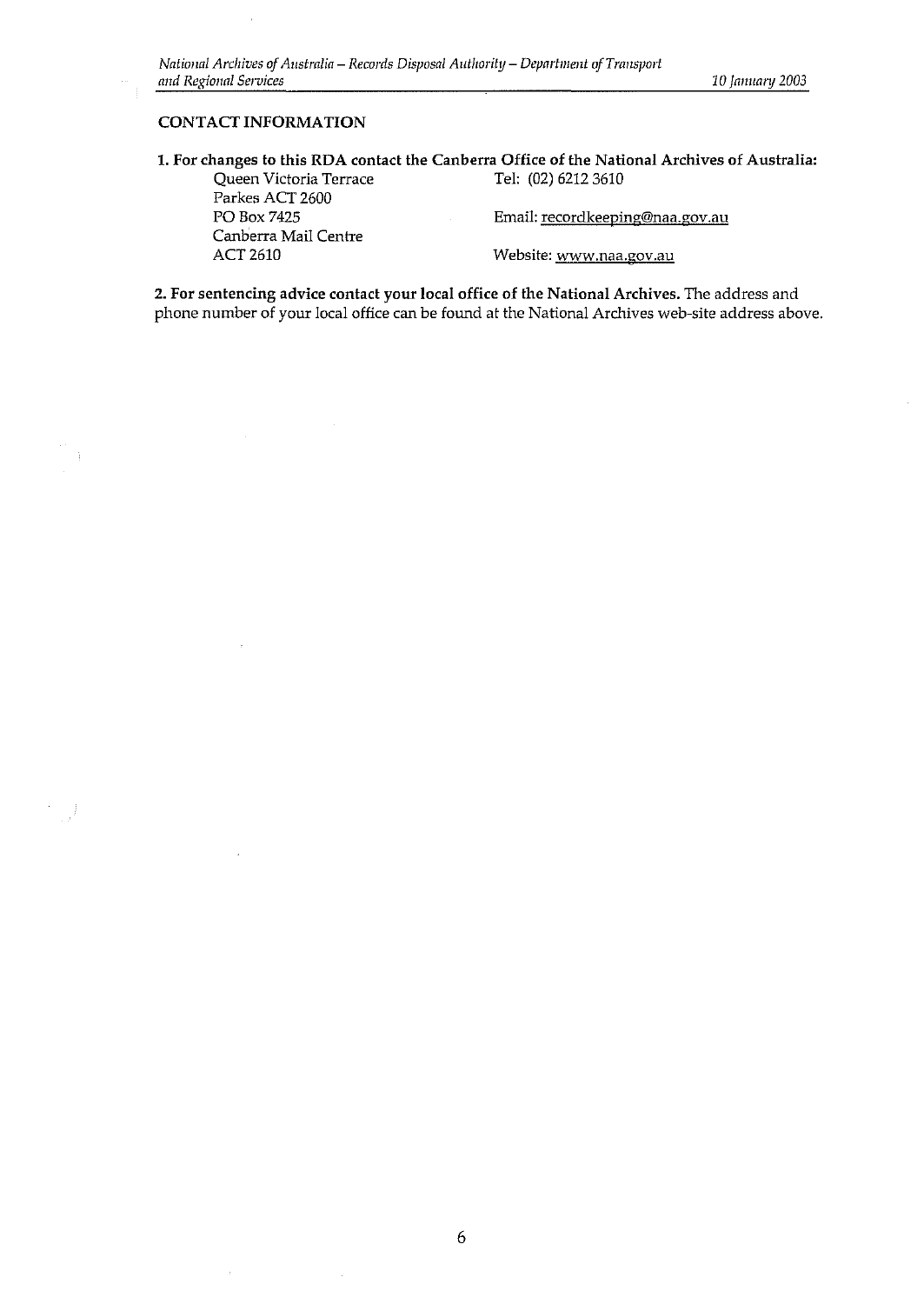**CONTACT INFORMATION**

**1. For changes to this RDA contact the Canberra Office of the National Archives of Australia:**

Queen Victoria Terrace
Parkes ACT 2600
PO Box 7425
Canberra Mail Centre
ACT 2610

Tel: (02) 6212 3610

Email: recordkeeping@naa.gov.au

Website: www.naa.gov.au

**2. For sentencing advice contact your local office of the National Archives.** The address and phone number of your local office can be found at the National Archives web-site address above.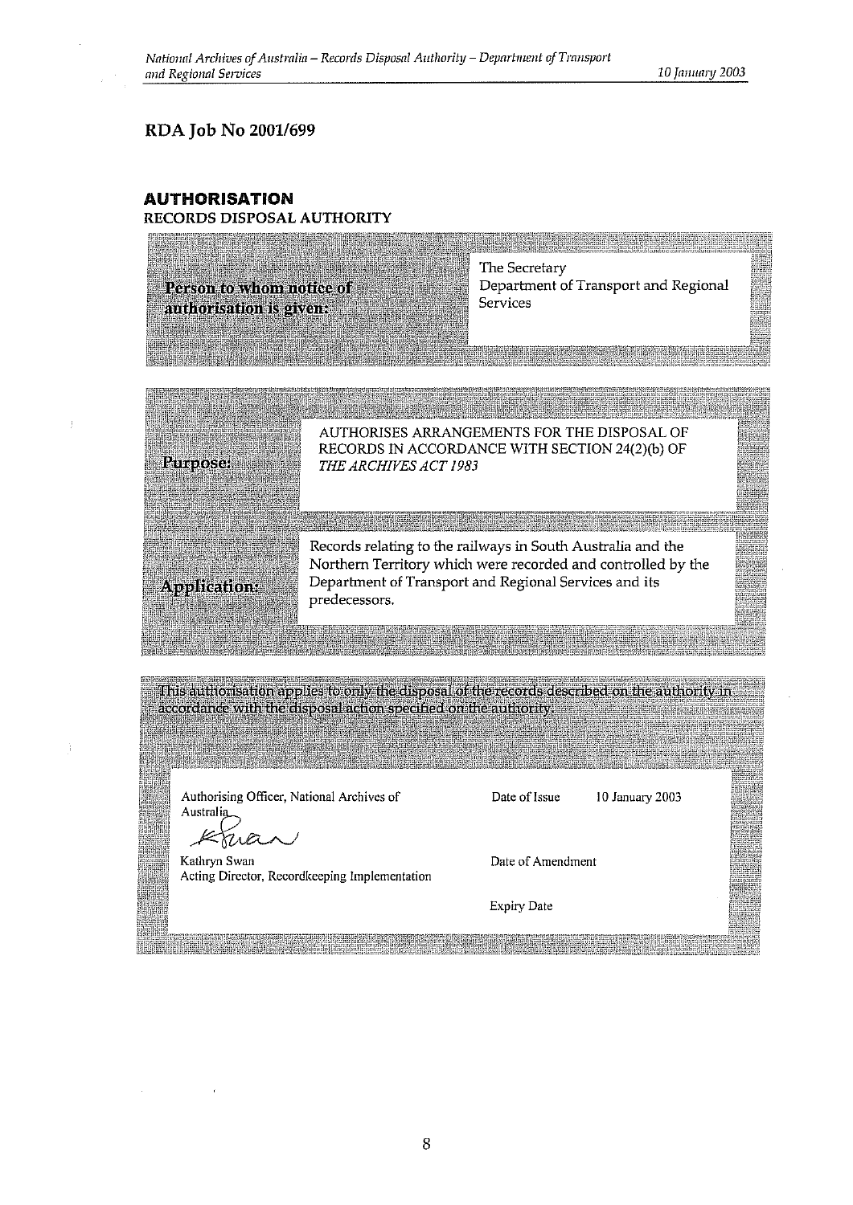## RDA Job No 2001/699

### AUTHORISATION

RECORDS DISPOSAL AUTHORITY

| | |
|---|---|
| **Person to whom notice of authorisation is given:** | The Secretary<br>Department of Transport and Regional Services |

| | |
|---|---|
| **Purpose:** | AUTHORISES ARRANGEMENTS FOR THE DISPOSAL OF RECORDS IN ACCORDANCE WITH SECTION 24(2)(b) OF *THE ARCHIVES ACT 1983* |
| **Application:** | Records relating to the railways in South Australia and the Northern Territory which were recorded and controlled by the Department of Transport and Regional Services and its predecessors. |

This authorisation applies to only the disposal of the records described on the authority in accordance with the disposal action specified on the authority.

| | | |
|---|---|---|
| Authorising Officer, National Archives of Australia | Date of Issue | 10 January 2003 |
| Kathryn Swan<br>Acting Director, Recordkeeping Implementation | Date of Amendment | |
| | Expiry Date | |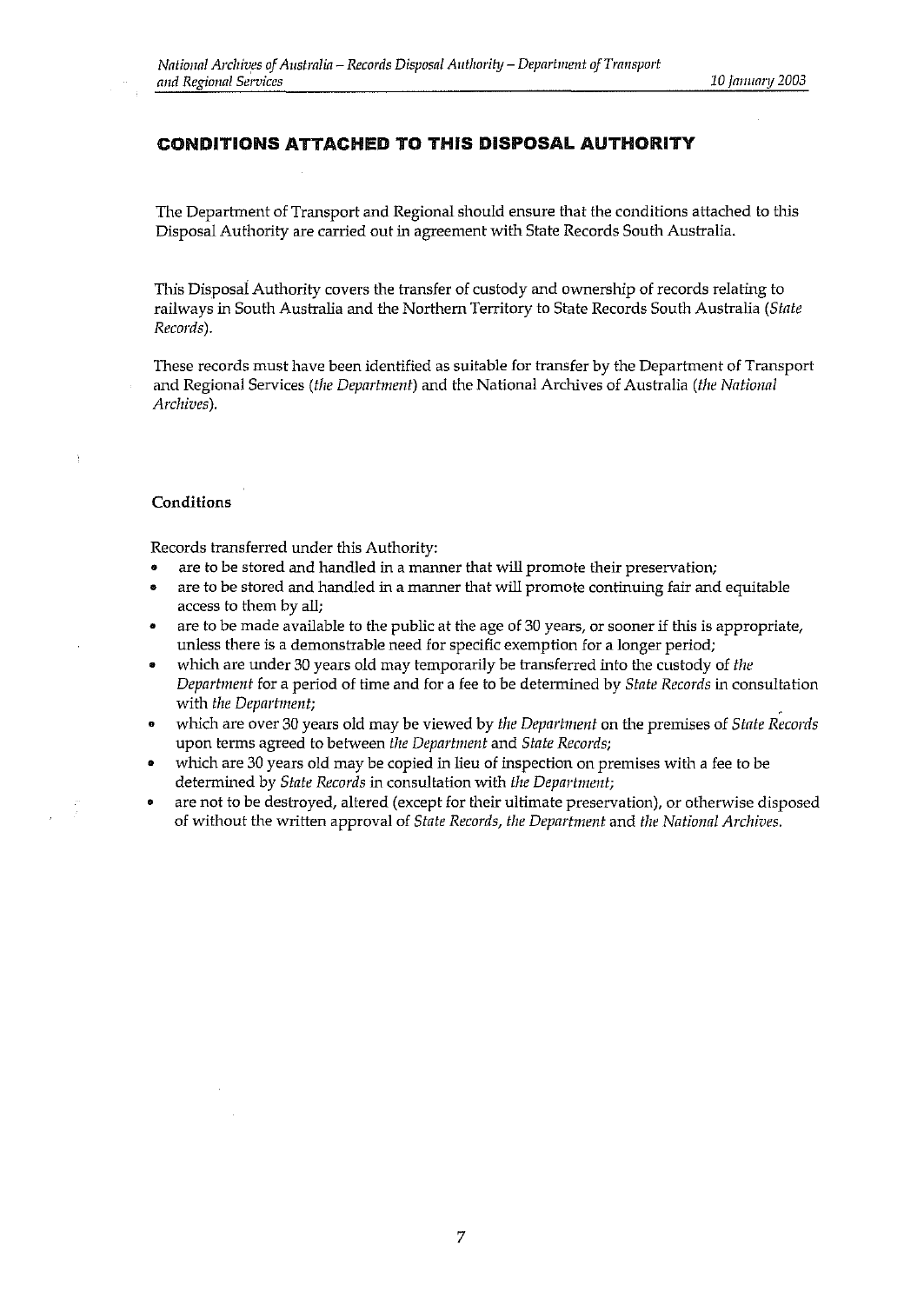## CONDITIONS ATTACHED TO THIS DISPOSAL AUTHORITY

The Department of Transport and Regional should ensure that the conditions attached to this Disposal Authority are carried out in agreement with State Records South Australia.

This Disposal Authority covers the transfer of custody and ownership of records relating to railways in South Australia and the Northern Territory to State Records South Australia (*State Records*).

These records must have been identified as suitable for transfer by the Department of Transport and Regional Services (*the Department*) and the National Archives of Australia (*the National Archives*).

### Conditions

Records transferred under this Authority:

- are to be stored and handled in a manner that will promote their preservation;
- are to be stored and handled in a manner that will promote continuing fair and equitable access to them by all;
- are to be made available to the public at the age of 30 years, or sooner if this is appropriate, unless there is a demonstrable need for specific exemption for a longer period;
- which are under 30 years old may temporarily be transferred into the custody of *the Department* for a period of time and for a fee to be determined by *State Records* in consultation with *the Department*;
- which are over 30 years old may be viewed by *the Department* on the premises of *State Records* upon terms agreed to between *the Department* and *State Records*;
- which are 30 years old may be copied in lieu of inspection on premises with a fee to be determined by *State Records* in consultation with *the Department*;
- are not to be destroyed, altered (except for their ultimate preservation), or otherwise disposed of without the written approval of *State Records*, *the Department* and *the National Archives*.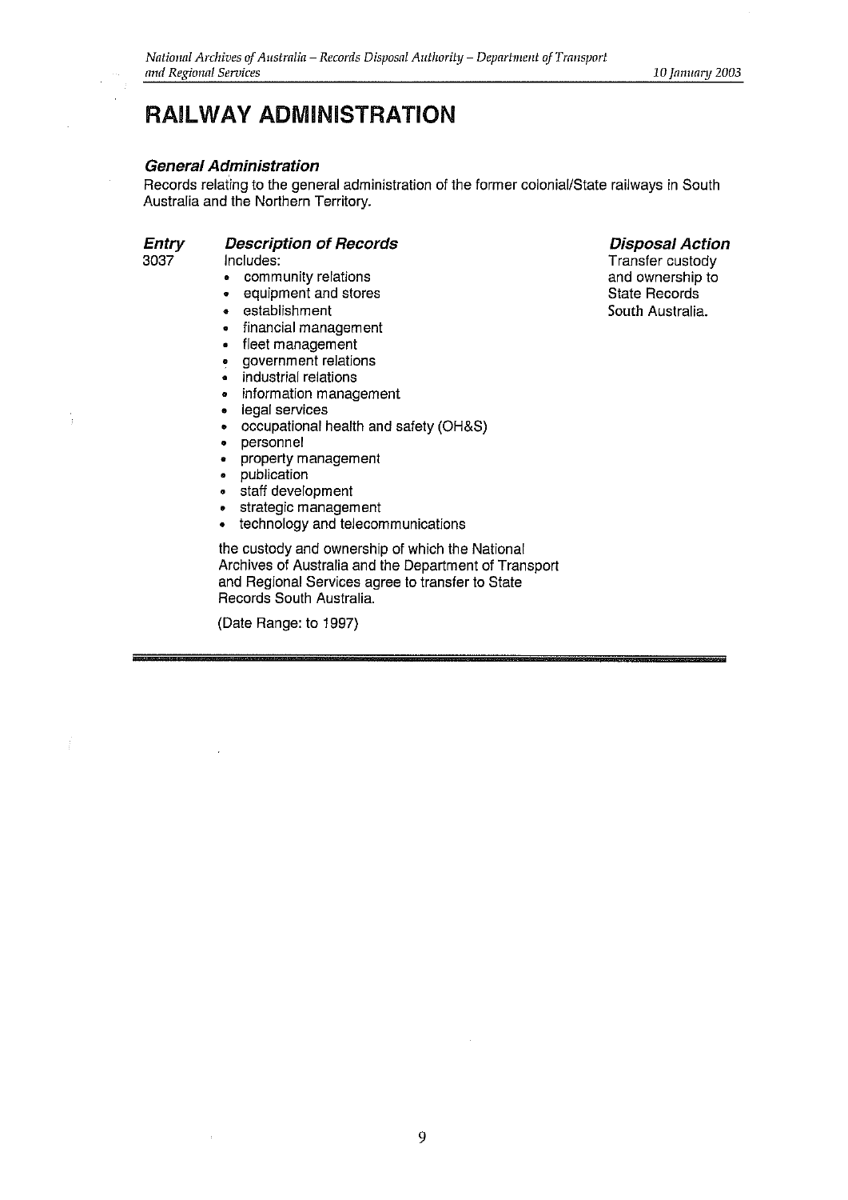# RAILWAY ADMINISTRATION

### *General Administration*

Records relating to the general administration of the former colonial/State railways in South Australia and the Northern Territory.

| *Entry* | *Description of Records* | *Disposal Action* |
| --- | --- | --- |
| 3037 | Includes:<br>• community relations<br>• equipment and stores<br>• establishment<br>• financial management<br>• fleet management<br>• government relations<br>• industrial relations<br>• information management<br>• legal services<br>• occupational health and safety (OH&S)<br>• personnel<br>• property management<br>• publication<br>• staff development<br>• strategic management<br>• technology and telecommunications<br><br>the custody and ownership of which the National Archives of Australia and the Department of Transport and Regional Services agree to transfer to State Records South Australia.<br><br>(Date Range: to 1997) | Transfer custody and ownership to State Records South Australia. |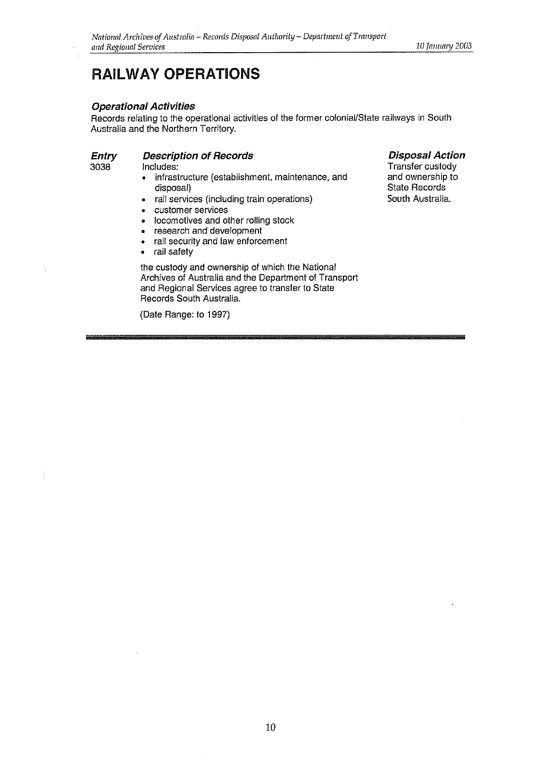# RAILWAY OPERATIONS

### *Operational Activities*

Records relating to the operational activities of the former colonial/State railways in South Australia and the Northern Territory.

| *Entry* | *Description of Records* | *Disposal Action* |
| --- | --- | --- |
| 3038 | Includes:<br>• infrastructure (establishment, maintenance, and disposal)<br>• rail services (including train operations)<br>• customer services<br>• locomotives and other rolling stock<br>• research and development<br>• rail security and law enforcement<br>• rail safety<br><br>the custody and ownership of which the National Archives of Australia and the Department of Transport and Regional Services agree to transfer to State Records South Australia.<br><br>(Date Range: to 1997) | Transfer custody and ownership to State Records South Australia. |